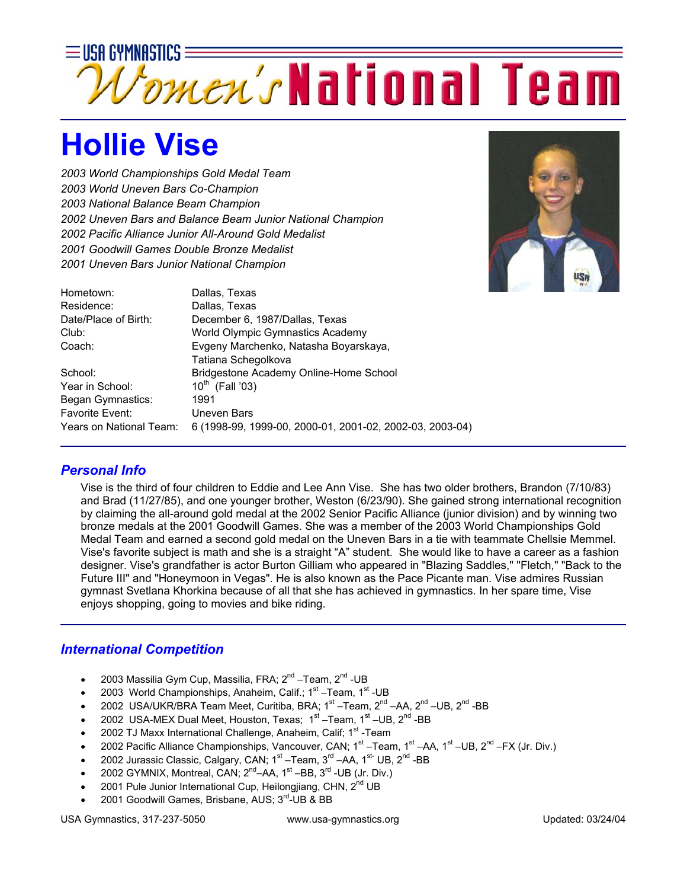# USA GYMNASTICS Women's National Team

# Hollie Vise

*2003 World Championships Gold Medal Team*
*2003 World Uneven Bars Co-Champion*
*2003 National Balance Beam Champion*
*2002 Uneven Bars and Balance Beam Junior National Champion*
*2002 Pacific Alliance Junior All-Around Gold Medalist*
*2001 Goodwill Games Double Bronze Medalist*
*2001 Uneven Bars Junior National Champion*

| | |
|---|---|
| Hometown: | Dallas, Texas |
| Residence: | Dallas, Texas |
| Date/Place of Birth: | December 6, 1987/Dallas, Texas |
| Club: | World Olympic Gymnastics Academy |
| Coach: | Evgeny Marchenko, Natasha Boyarskaya, Tatiana Schegolkova |
| School: | Bridgestone Academy Online-Home School |
| Year in School: | 10th (Fall '03) |
| Began Gymnastics: | 1991 |
| Favorite Event: | Uneven Bars |
| Years on National Team: | 6 (1998-99, 1999-00, 2000-01, 2001-02, 2002-03, 2003-04) |

## *Personal Info*

Vise is the third of four children to Eddie and Lee Ann Vise. She has two older brothers, Brandon (7/10/83) and Brad (11/27/85), and one younger brother, Weston (6/23/90). She gained strong international recognition by claiming the all-around gold medal at the 2002 Senior Pacific Alliance (junior division) and by winning two bronze medals at the 2001 Goodwill Games. She was a member of the 2003 World Championships Gold Medal Team and earned a second gold medal on the Uneven Bars in a tie with teammate Chellsie Memmel. Vise's favorite subject is math and she is a straight "A" student. She would like to have a career as a fashion designer. Vise's grandfather is actor Burton Gilliam who appeared in "Blazing Saddles," "Fletch," "Back to the Future III" and "Honeymoon in Vegas". He is also known as the Pace Picante man. Vise admires Russian gymnast Svetlana Khorkina because of all that she has achieved in gymnastics. In her spare time, Vise enjoys shopping, going to movies and bike riding.

## *International Competition*

- 2003 Massilia Gym Cup, Massilia, FRA; 2nd –Team, 2nd -UB
- 2003 World Championships, Anaheim, Calif.; 1st –Team, 1st -UB
- 2002 USA/UKR/BRA Team Meet, Curitiba, BRA; 1st –Team, 2nd –AA, 2nd –UB, 2nd -BB
- 2002 USA-MEX Dual Meet, Houston, Texas; 1st –Team, 1st –UB, 2nd -BB
- 2002 TJ Maxx International Challenge, Anaheim, Calif; 1st -Team
- 2002 Pacific Alliance Championships, Vancouver, CAN; 1st –Team, 1st –AA, 1st –UB, 2nd –FX (Jr. Div.)
- 2002 Jurassic Classic, Calgary, CAN; 1st –Team, 3rd –AA, 1st- UB, 2nd -BB
- 2002 GYMNIX, Montreal, CAN; 2nd–AA, 1st –BB, 3rd -UB (Jr. Div.)
- 2001 Pule Junior International Cup, Heilongjiang, CHN, 2nd UB
- 2001 Goodwill Games, Brisbane, AUS; 3rd-UB & BB

USA Gymnastics, 317-237-5050 www.usa-gymnastics.org Updated: 03/24/04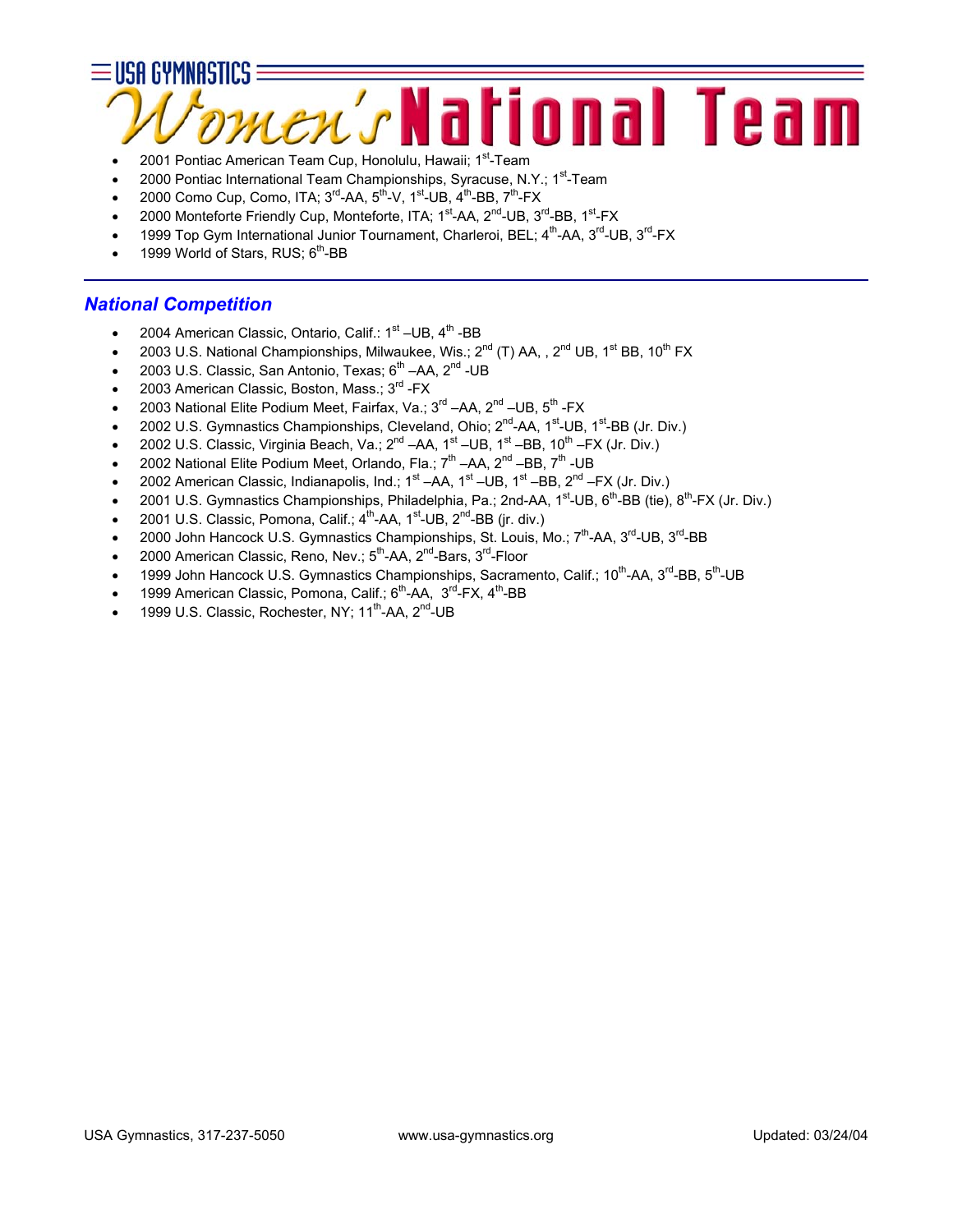- 2001 Pontiac American Team Cup, Honolulu, Hawaii; 1st-Team
- 2000 Pontiac International Team Championships, Syracuse, N.Y.; 1st-Team
- 2000 Como Cup, Como, ITA; 3rd-AA, 5th-V, 1st-UB, 4th-BB, 7th-FX
- 2000 Monteforte Friendly Cup, Monteforte, ITA; 1st-AA, 2nd-UB, 3rd-BB, 1st-FX
- 1999 Top Gym International Junior Tournament, Charleroi, BEL; 4th-AA, 3rd-UB, 3rd-FX
- 1999 World of Stars, RUS; 6th-BB

---

### *National Competition*

- 2004 American Classic, Ontario, Calif.: 1st –UB, 4th -BB
- 2003 U.S. National Championships, Milwaukee, Wis.; 2nd (T) AA, , 2nd UB, 1st BB, 10th FX
- 2003 U.S. Classic, San Antonio, Texas; 6th –AA, 2nd -UB
- 2003 American Classic, Boston, Mass.; 3rd -FX
- 2003 National Elite Podium Meet, Fairfax, Va.; 3rd –AA, 2nd –UB, 5th -FX
- 2002 U.S. Gymnastics Championships, Cleveland, Ohio; 2nd-AA, 1st-UB, 1st-BB (Jr. Div.)
- 2002 U.S. Classic, Virginia Beach, Va.; 2nd –AA, 1st –UB, 1st –BB, 10th –FX (Jr. Div.)
- 2002 National Elite Podium Meet, Orlando, Fla.; 7th –AA, 2nd –BB, 7th -UB
- 2002 American Classic, Indianapolis, Ind.; 1st –AA, 1st –UB, 1st –BB, 2nd –FX (Jr. Div.)
- 2001 U.S. Gymnastics Championships, Philadelphia, Pa.; 2nd-AA, 1st-UB, 6th-BB (tie), 8th-FX (Jr. Div.)
- 2001 U.S. Classic, Pomona, Calif.; 4th-AA, 1st-UB, 2nd-BB (jr. div.)
- 2000 John Hancock U.S. Gymnastics Championships, St. Louis, Mo.; 7th-AA, 3rd-UB, 3rd-BB
- 2000 American Classic, Reno, Nev.; 5th-AA, 2nd-Bars, 3rd-Floor
- 1999 John Hancock U.S. Gymnastics Championships, Sacramento, Calif.; 10th-AA, 3rd-BB, 5th-UB
- 1999 American Classic, Pomona, Calif.; 6th-AA, 3rd-FX, 4th-BB
- 1999 U.S. Classic, Rochester, NY; 11th-AA, 2nd-UB